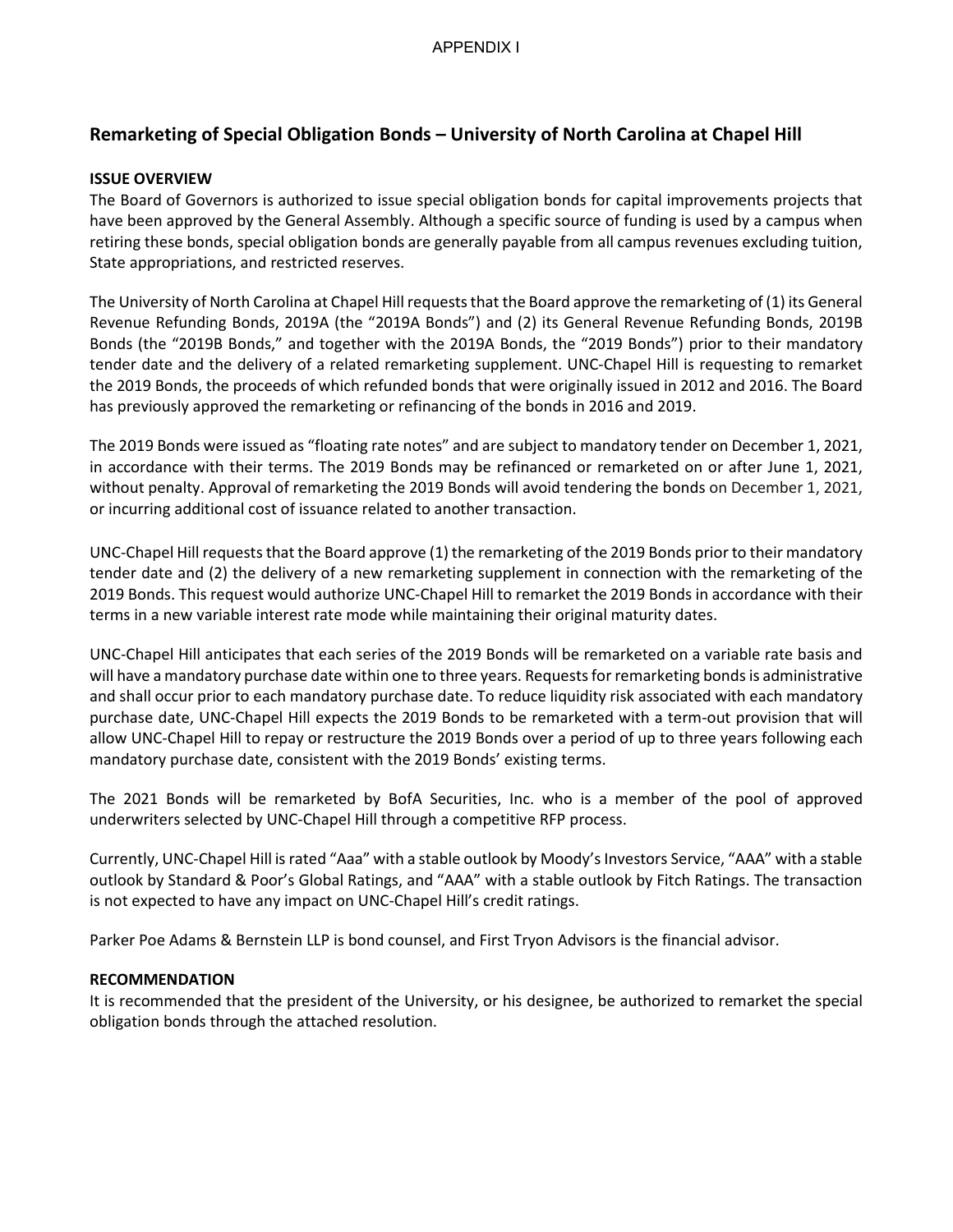APPENDIX I

## Remarketing of Special Obligation Bonds – University of North Carolina at Chapel Hill

**ISSUE OVERVIEW**

The Board of Governors is authorized to issue special obligation bonds for capital improvements projects that have been approved by the General Assembly. Although a specific source of funding is used by a campus when retiring these bonds, special obligation bonds are generally payable from all campus revenues excluding tuition, State appropriations, and restricted reserves.

The University of North Carolina at Chapel Hill requests that the Board approve the remarketing of (1) its General Revenue Refunding Bonds, 2019A (the "2019A Bonds") and (2) its General Revenue Refunding Bonds, 2019B Bonds (the "2019B Bonds," and together with the 2019A Bonds, the "2019 Bonds") prior to their mandatory tender date and the delivery of a related remarketing supplement. UNC-Chapel Hill is requesting to remarket the 2019 Bonds, the proceeds of which refunded bonds that were originally issued in 2012 and 2016. The Board has previously approved the remarketing or refinancing of the bonds in 2016 and 2019.

The 2019 Bonds were issued as "floating rate notes" and are subject to mandatory tender on December 1, 2021, in accordance with their terms. The 2019 Bonds may be refinanced or remarketed on or after June 1, 2021, without penalty. Approval of remarketing the 2019 Bonds will avoid tendering the bonds on December 1, 2021, or incurring additional cost of issuance related to another transaction.

UNC-Chapel Hill requests that the Board approve (1) the remarketing of the 2019 Bonds prior to their mandatory tender date and (2) the delivery of a new remarketing supplement in connection with the remarketing of the 2019 Bonds. This request would authorize UNC-Chapel Hill to remarket the 2019 Bonds in accordance with their terms in a new variable interest rate mode while maintaining their original maturity dates.

UNC-Chapel Hill anticipates that each series of the 2019 Bonds will be remarketed on a variable rate basis and will have a mandatory purchase date within one to three years. Requests for remarketing bonds is administrative and shall occur prior to each mandatory purchase date. To reduce liquidity risk associated with each mandatory purchase date, UNC-Chapel Hill expects the 2019 Bonds to be remarketed with a term-out provision that will allow UNC-Chapel Hill to repay or restructure the 2019 Bonds over a period of up to three years following each mandatory purchase date, consistent with the 2019 Bonds' existing terms.

The 2021 Bonds will be remarketed by BofA Securities, Inc. who is a member of the pool of approved underwriters selected by UNC-Chapel Hill through a competitive RFP process.

Currently, UNC-Chapel Hill is rated "Aaa" with a stable outlook by Moody's Investors Service, "AAA" with a stable outlook by Standard & Poor's Global Ratings, and "AAA" with a stable outlook by Fitch Ratings. The transaction is not expected to have any impact on UNC-Chapel Hill's credit ratings.

Parker Poe Adams & Bernstein LLP is bond counsel, and First Tryon Advisors is the financial advisor.

**RECOMMENDATION**

It is recommended that the president of the University, or his designee, be authorized to remarket the special obligation bonds through the attached resolution.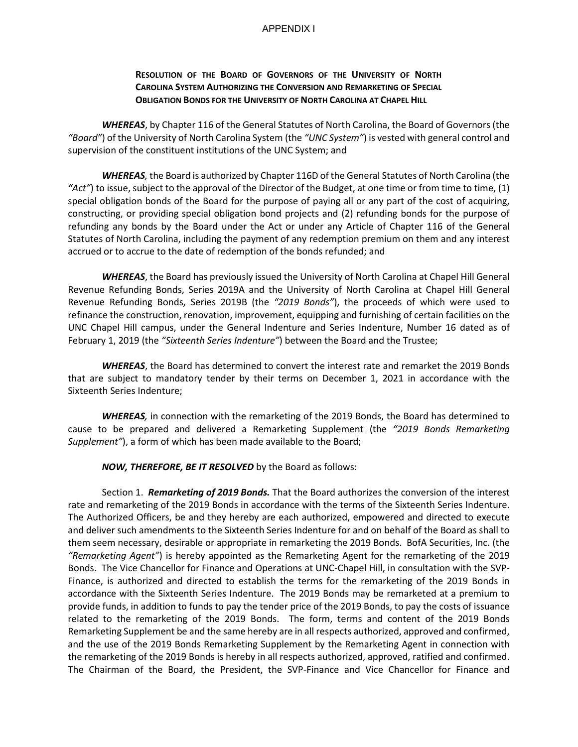APPENDIX I

**RESOLUTION OF THE BOARD OF GOVERNORS OF THE UNIVERSITY OF NORTH CAROLINA SYSTEM AUTHORIZING THE CONVERSION AND REMARKETING OF SPECIAL OBLIGATION BONDS FOR THE UNIVERSITY OF NORTH CAROLINA AT CHAPEL HILL**

***WHEREAS***, by Chapter 116 of the General Statutes of North Carolina, the Board of Governors (the *"Board"*) of the University of North Carolina System (the *"UNC System"*) is vested with general control and supervision of the constituent institutions of the UNC System; and

***WHEREAS,*** the Board is authorized by Chapter 116D of the General Statutes of North Carolina (the *"Act"*) to issue, subject to the approval of the Director of the Budget, at one time or from time to time, (1) special obligation bonds of the Board for the purpose of paying all or any part of the cost of acquiring, constructing, or providing special obligation bond projects and (2) refunding bonds for the purpose of refunding any bonds by the Board under the Act or under any Article of Chapter 116 of the General Statutes of North Carolina, including the payment of any redemption premium on them and any interest accrued or to accrue to the date of redemption of the bonds refunded; and

***WHEREAS***, the Board has previously issued the University of North Carolina at Chapel Hill General Revenue Refunding Bonds, Series 2019A and the University of North Carolina at Chapel Hill General Revenue Refunding Bonds, Series 2019B (the *"2019 Bonds"*), the proceeds of which were used to refinance the construction, renovation, improvement, equipping and furnishing of certain facilities on the UNC Chapel Hill campus, under the General Indenture and Series Indenture, Number 16 dated as of February 1, 2019 (the *"Sixteenth Series Indenture"*) between the Board and the Trustee;

***WHEREAS***, the Board has determined to convert the interest rate and remarket the 2019 Bonds that are subject to mandatory tender by their terms on December 1, 2021 in accordance with the Sixteenth Series Indenture;

***WHEREAS,*** in connection with the remarketing of the 2019 Bonds, the Board has determined to cause to be prepared and delivered a Remarketing Supplement (the *"2019 Bonds Remarketing Supplement"*), a form of which has been made available to the Board;

***NOW, THEREFORE, BE IT RESOLVED*** by the Board as follows:

Section 1. ***Remarketing of 2019 Bonds.*** That the Board authorizes the conversion of the interest rate and remarketing of the 2019 Bonds in accordance with the terms of the Sixteenth Series Indenture. The Authorized Officers, be and they hereby are each authorized, empowered and directed to execute and deliver such amendments to the Sixteenth Series Indenture for and on behalf of the Board as shall to them seem necessary, desirable or appropriate in remarketing the 2019 Bonds. BofA Securities, Inc. (the *"Remarketing Agent"*) is hereby appointed as the Remarketing Agent for the remarketing of the 2019 Bonds. The Vice Chancellor for Finance and Operations at UNC-Chapel Hill, in consultation with the SVP-Finance, is authorized and directed to establish the terms for the remarketing of the 2019 Bonds in accordance with the Sixteenth Series Indenture. The 2019 Bonds may be remarketed at a premium to provide funds, in addition to funds to pay the tender price of the 2019 Bonds, to pay the costs of issuance related to the remarketing of the 2019 Bonds. The form, terms and content of the 2019 Bonds Remarketing Supplement be and the same hereby are in all respects authorized, approved and confirmed, and the use of the 2019 Bonds Remarketing Supplement by the Remarketing Agent in connection with the remarketing of the 2019 Bonds is hereby in all respects authorized, approved, ratified and confirmed. The Chairman of the Board, the President, the SVP-Finance and Vice Chancellor for Finance and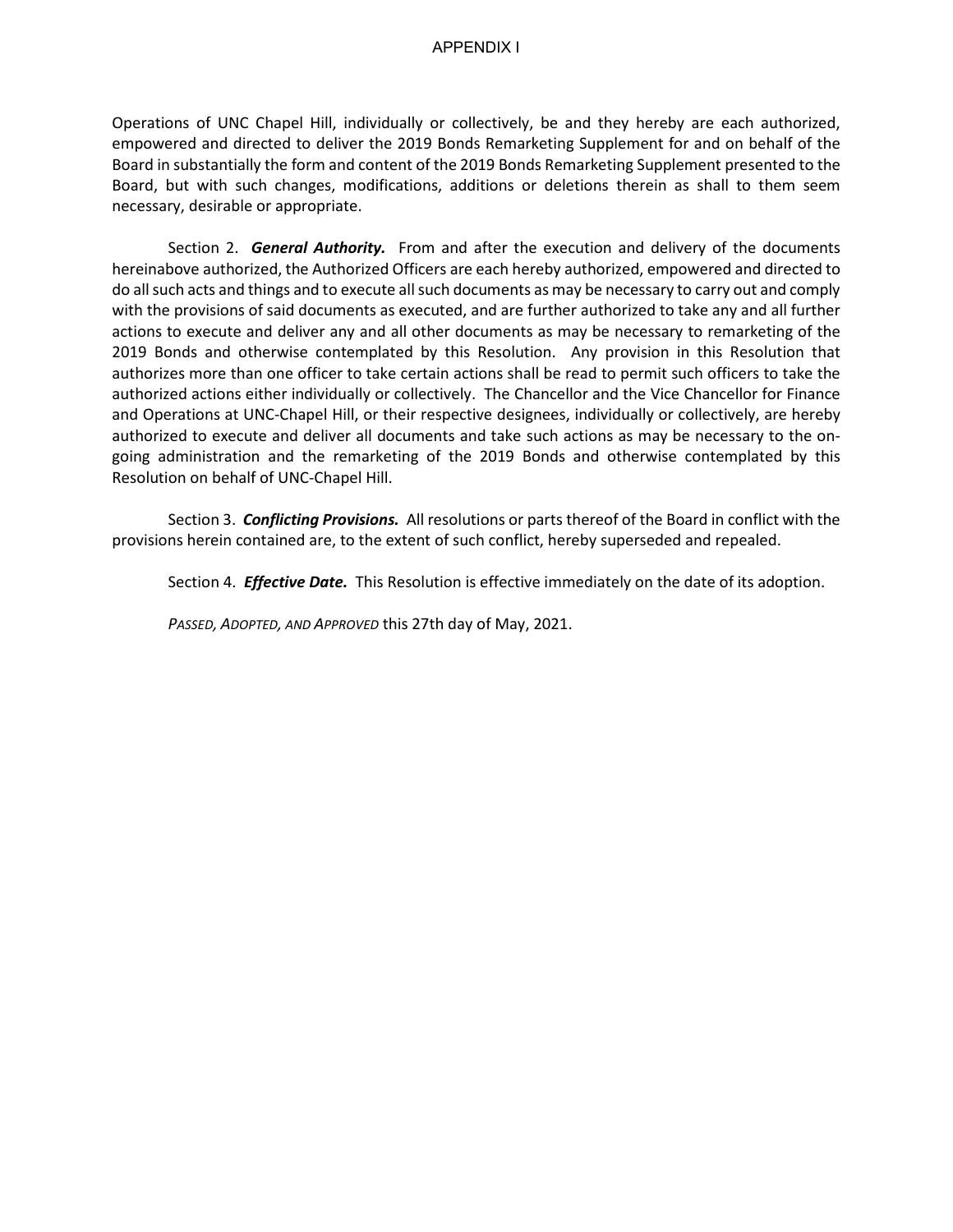Operations of UNC Chapel Hill, individually or collectively, be and they hereby are each authorized, empowered and directed to deliver the 2019 Bonds Remarketing Supplement for and on behalf of the Board in substantially the form and content of the 2019 Bonds Remarketing Supplement presented to the Board, but with such changes, modifications, additions or deletions therein as shall to them seem necessary, desirable or appropriate.

Section 2. ***General Authority.*** From and after the execution and delivery of the documents hereinabove authorized, the Authorized Officers are each hereby authorized, empowered and directed to do all such acts and things and to execute all such documents as may be necessary to carry out and comply with the provisions of said documents as executed, and are further authorized to take any and all further actions to execute and deliver any and all other documents as may be necessary to remarketing of the 2019 Bonds and otherwise contemplated by this Resolution. Any provision in this Resolution that authorizes more than one officer to take certain actions shall be read to permit such officers to take the authorized actions either individually or collectively. The Chancellor and the Vice Chancellor for Finance and Operations at UNC-Chapel Hill, or their respective designees, individually or collectively, are hereby authorized to execute and deliver all documents and take such actions as may be necessary to the on-going administration and the remarketing of the 2019 Bonds and otherwise contemplated by this Resolution on behalf of UNC-Chapel Hill.

Section 3. ***Conflicting Provisions.*** All resolutions or parts thereof of the Board in conflict with the provisions herein contained are, to the extent of such conflict, hereby superseded and repealed.

Section 4. ***Effective Date.*** This Resolution is effective immediately on the date of its adoption.

*PASSED, ADOPTED, AND APPROVED* this 27th day of May, 2021.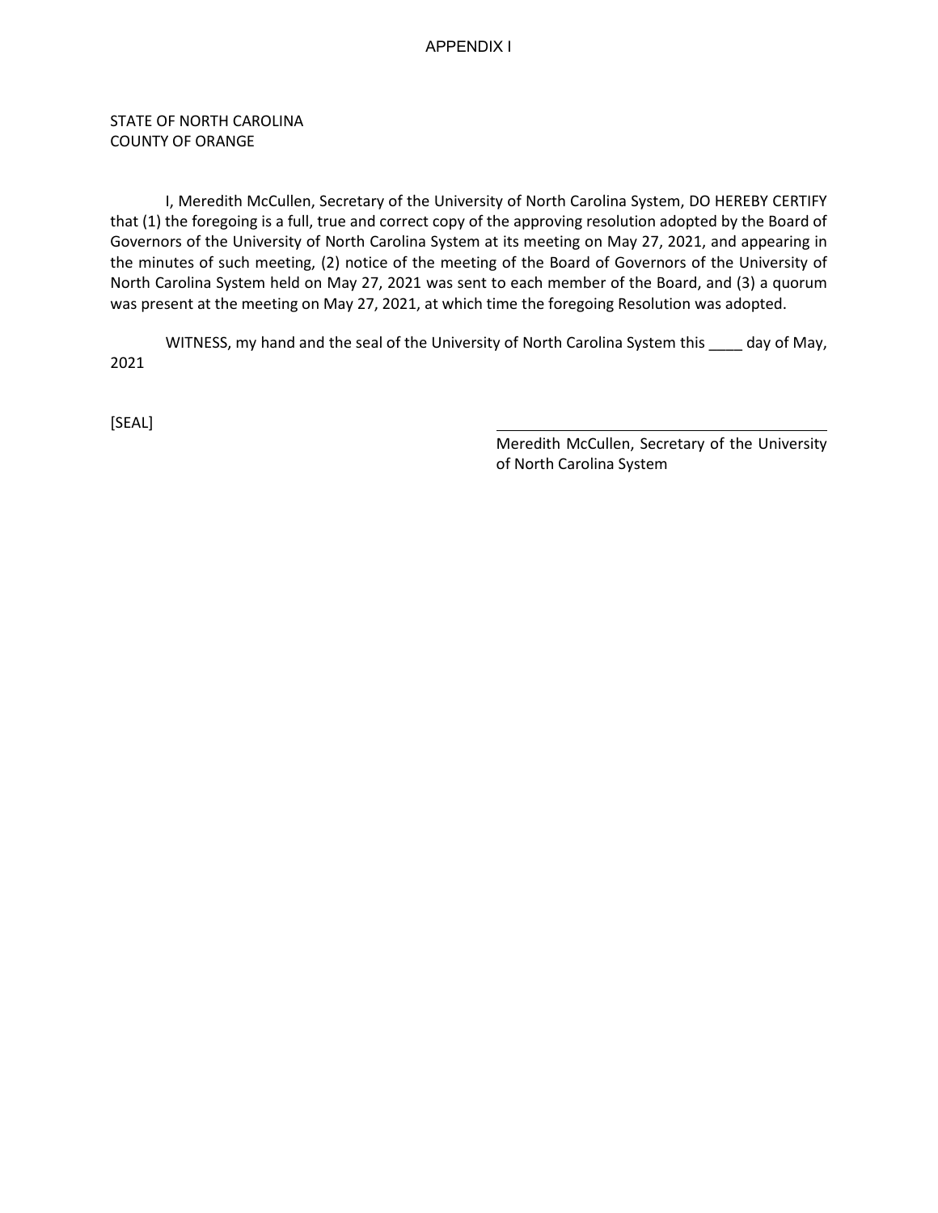APPENDIX I

STATE OF NORTH CAROLINA
COUNTY OF ORANGE

I, Meredith McCullen, Secretary of the University of North Carolina System, DO HEREBY CERTIFY that (1) the foregoing is a full, true and correct copy of the approving resolution adopted by the Board of Governors of the University of North Carolina System at its meeting on May 27, 2021, and appearing in the minutes of such meeting, (2) notice of the meeting of the Board of Governors of the University of North Carolina System held on May 27, 2021 was sent to each member of the Board, and (3) a quorum was present at the meeting on May 27, 2021, at which time the foregoing Resolution was adopted.

WITNESS, my hand and the seal of the University of North Carolina System this ____ day of May, 2021

[SEAL]

Meredith McCullen, Secretary of the University of North Carolina System